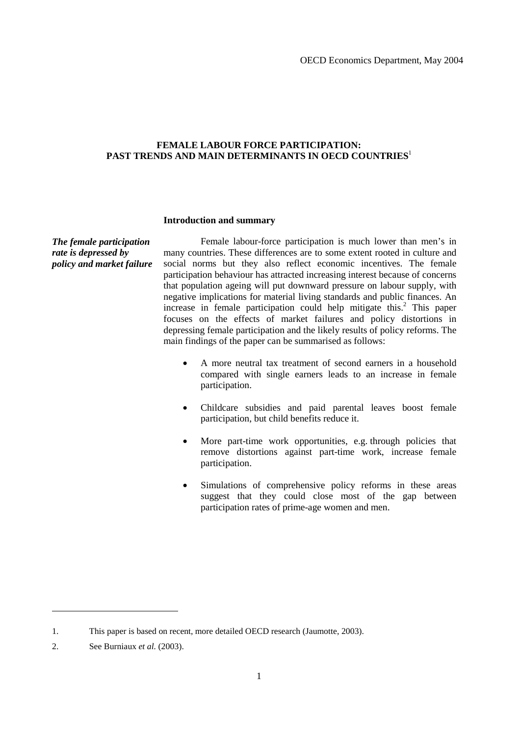OECD Economics Department, May 2004

# FEMALE LABOUR FORCE PARTICIPATION: PAST TRENDS AND MAIN DETERMINANTS IN OECD COUNTRIES[1]

## Introduction and summary

***The female participation rate is depressed by policy and market failure***

Female labour-force participation is much lower than men's in many countries. These differences are to some extent rooted in culture and social norms but they also reflect economic incentives. The female participation behaviour has attracted increasing interest because of concerns that population ageing will put downward pressure on labour supply, with negative implications for material living standards and public finances. An increase in female participation could help mitigate this.[2] This paper focuses on the effects of market failures and policy distortions in depressing female participation and the likely results of policy reforms. The main findings of the paper can be summarised as follows:

- A more neutral tax treatment of second earners in a household compared with single earners leads to an increase in female participation.
- Childcare subsidies and paid parental leaves boost female participation, but child benefits reduce it.
- More part-time work opportunities, e.g. through policies that remove distortions against part-time work, increase female participation.
- Simulations of comprehensive policy reforms in these areas suggest that they could close most of the gap between participation rates of prime-age women and men.

---

1. This paper is based on recent, more detailed OECD research (Jaumotte, 2003).

2. See Burniaux *et al.* (2003).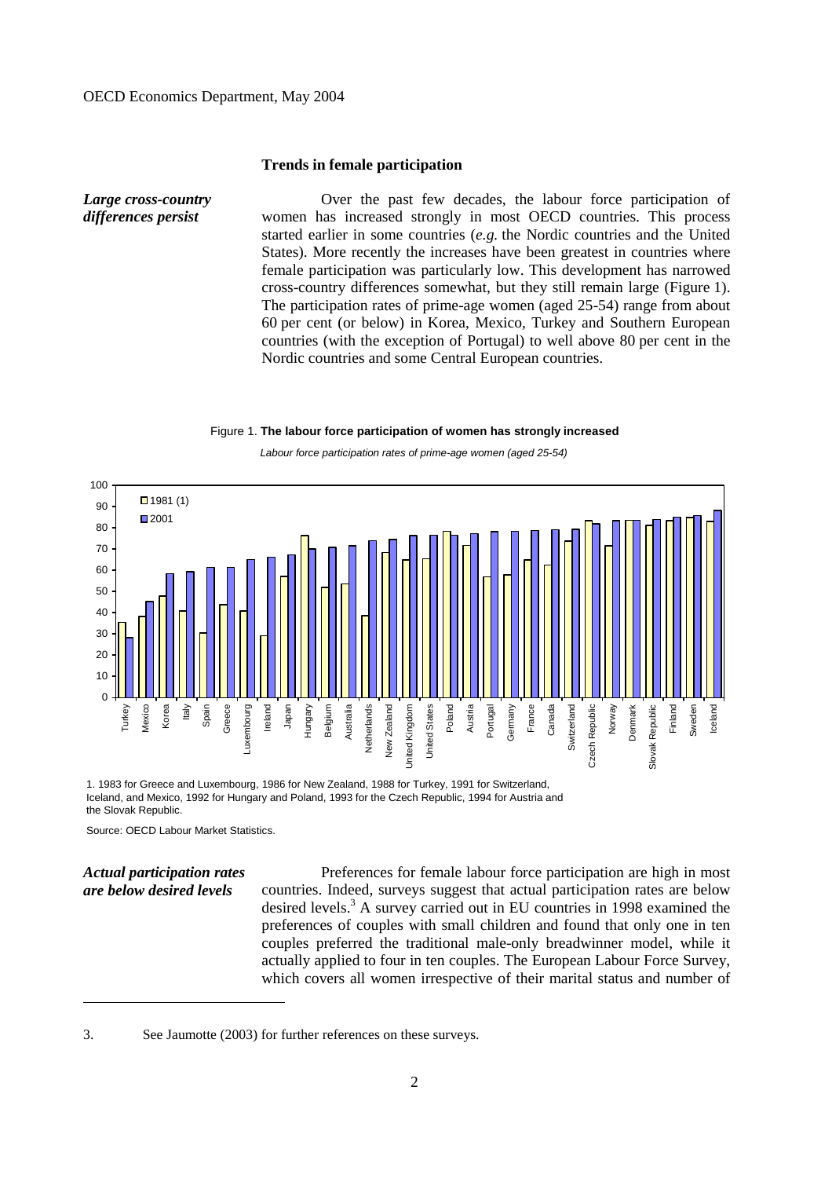## Trends in female participation

***Large cross-country differences persist***

Over the past few decades, the labour force participation of women has increased strongly in most OECD countries. This process started earlier in some countries (*e.g.* the Nordic countries and the United States). More recently the increases have been greatest in countries where female participation was particularly low. This development has narrowed cross-country differences somewhat, but they still remain large (Figure 1). The participation rates of prime-age women (aged 25-54) range from about 60 per cent (or below) in Korea, Mexico, Turkey and Southern European countries (with the exception of Portugal) to well above 80 per cent in the Nordic countries and some Central European countries.

Figure 1. **The labour force participation of women has strongly increased**

*Labour force participation rates of prime-age women (aged 25-54)*

1. 1983 for Greece and Luxembourg, 1986 for New Zealand, 1988 for Turkey, 1991 for Switzerland, Iceland, and Mexico, 1992 for Hungary and Poland, 1993 for the Czech Republic, 1994 for Austria and the Slovak Republic.

Source: OECD Labour Market Statistics.

***Actual participation rates are below desired levels***

Preferences for female labour force participation are high in most countries. Indeed, surveys suggest that actual participation rates are below desired levels.[3] A survey carried out in EU countries in 1998 examined the preferences of couples with small children and found that only one in ten couples preferred the traditional male-only breadwinner model, while it actually applied to four in ten couples. The European Labour Force Survey, which covers all women irrespective of their marital status and number of

3. See Jaumotte (2003) for further references on these surveys.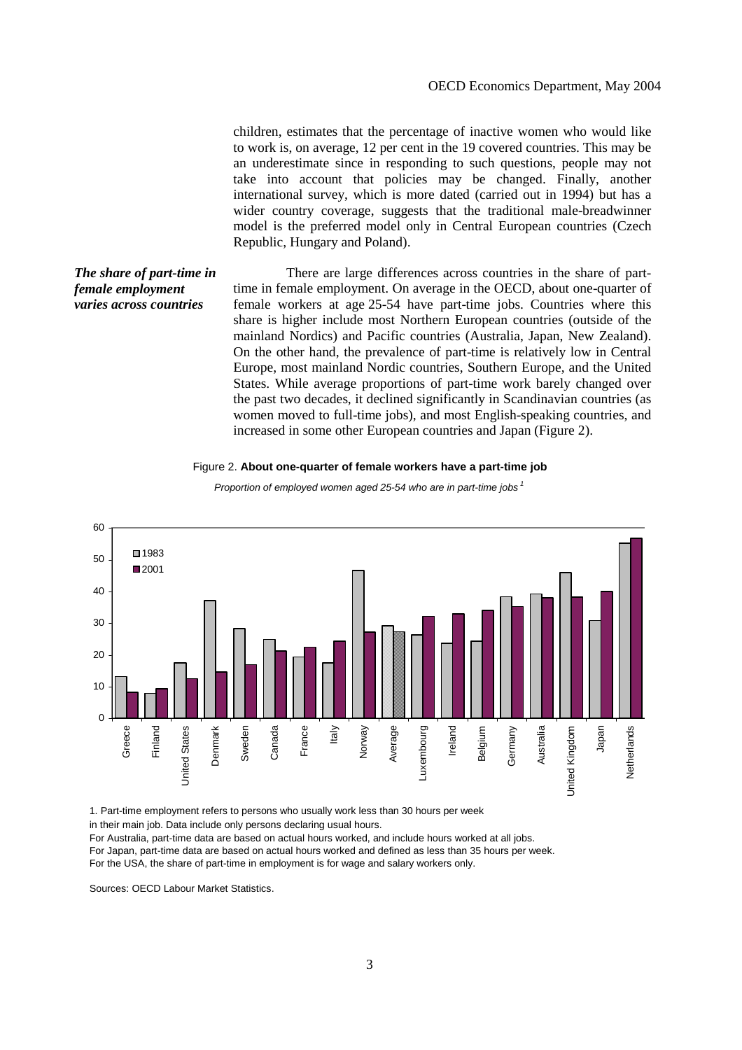children, estimates that the percentage of inactive women who would like to work is, on average, 12 per cent in the 19 covered countries. This may be an underestimate since in responding to such questions, people may not take into account that policies may be changed. Finally, another international survey, which is more dated (carried out in 1994) but has a wider country coverage, suggests that the traditional male-breadwinner model is the preferred model only in Central European countries (Czech Republic, Hungary and Poland).

***The share of part-time in female employment varies across countries***

There are large differences across countries in the share of part-time in female employment. On average in the OECD, about one-quarter of female workers at age 25-54 have part-time jobs. Countries where this share is higher include most Northern European countries (outside of the mainland Nordics) and Pacific countries (Australia, Japan, New Zealand). On the other hand, the prevalence of part-time is relatively low in Central Europe, most mainland Nordic countries, Southern Europe, and the United States. While average proportions of part-time work barely changed over the past two decades, it declined significantly in Scandinavian countries (as women moved to full-time jobs), and most English-speaking countries, and increased in some other European countries and Japan (Figure 2).

Figure 2. **About one-quarter of female workers have a part-time job**

*Proportion of employed women aged 25-54 who are in part-time jobs* [1]

1. Part-time employment refers to persons who usually work less than 30 hours per week in their main job. Data include only persons declaring usual hours.
For Australia, part-time data are based on actual hours worked, and include hours worked at all jobs.
For Japan, part-time data are based on actual hours worked and defined as less than 35 hours per week.
For the USA, the share of part-time in employment is for wage and salary workers only.

Sources: OECD Labour Market Statistics.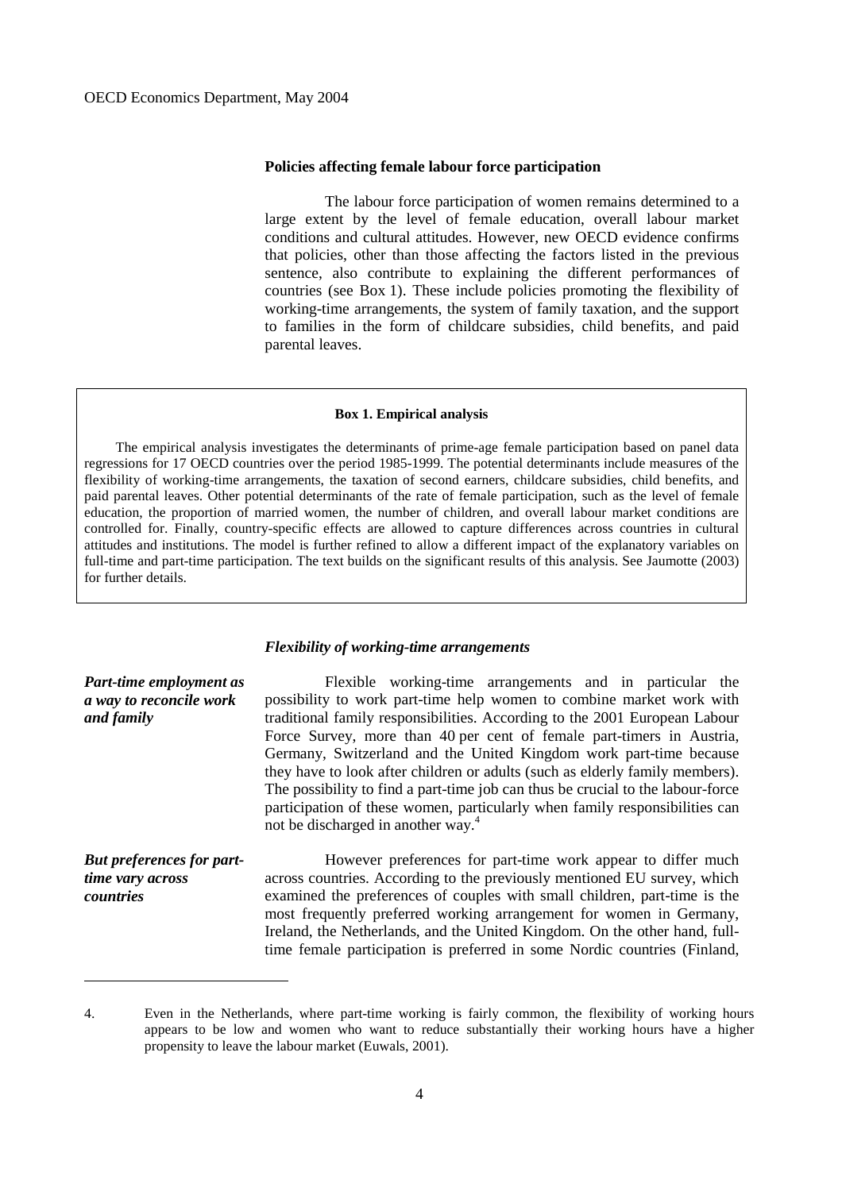## Policies affecting female labour force participation

The labour force participation of women remains determined to a large extent by the level of female education, overall labour market conditions and cultural attitudes. However, new OECD evidence confirms that policies, other than those affecting the factors listed in the previous sentence, also contribute to explaining the different performances of countries (see Box 1). These include policies promoting the flexibility of working-time arrangements, the system of family taxation, and the support to families in the form of childcare subsidies, child benefits, and paid parental leaves.

> **Box 1. Empirical analysis**
>
> The empirical analysis investigates the determinants of prime-age female participation based on panel data regressions for 17 OECD countries over the period 1985-1999. The potential determinants include measures of the flexibility of working-time arrangements, the taxation of second earners, childcare subsidies, child benefits, and paid parental leaves. Other potential determinants of the rate of female participation, such as the level of female education, the proportion of married women, the number of children, and overall labour market conditions are controlled for. Finally, country-specific effects are allowed to capture differences across countries in cultural attitudes and institutions. The model is further refined to allow a different impact of the explanatory variables on full-time and part-time participation. The text builds on the significant results of this analysis. See Jaumotte (2003) for further details.

### *Flexibility of working-time arrangements*

***Part-time employment as a way to reconcile work and family***

Flexible working-time arrangements and in particular the possibility to work part-time help women to combine market work with traditional family responsibilities. According to the 2001 European Labour Force Survey, more than 40 per cent of female part-timers in Austria, Germany, Switzerland and the United Kingdom work part-time because they have to look after children or adults (such as elderly family members). The possibility to find a part-time job can thus be crucial to the labour-force participation of these women, particularly when family responsibilities can not be discharged in another way.[4]

***But preferences for part-time vary across countries***

However preferences for part-time work appear to differ much across countries. According to the previously mentioned EU survey, which examined the preferences of couples with small children, part-time is the most frequently preferred working arrangement for women in Germany, Ireland, the Netherlands, and the United Kingdom. On the other hand, full-time female participation is preferred in some Nordic countries (Finland,

---

4. Even in the Netherlands, where part-time working is fairly common, the flexibility of working hours appears to be low and women who want to reduce substantially their working hours have a higher propensity to leave the labour market (Euwals, 2001).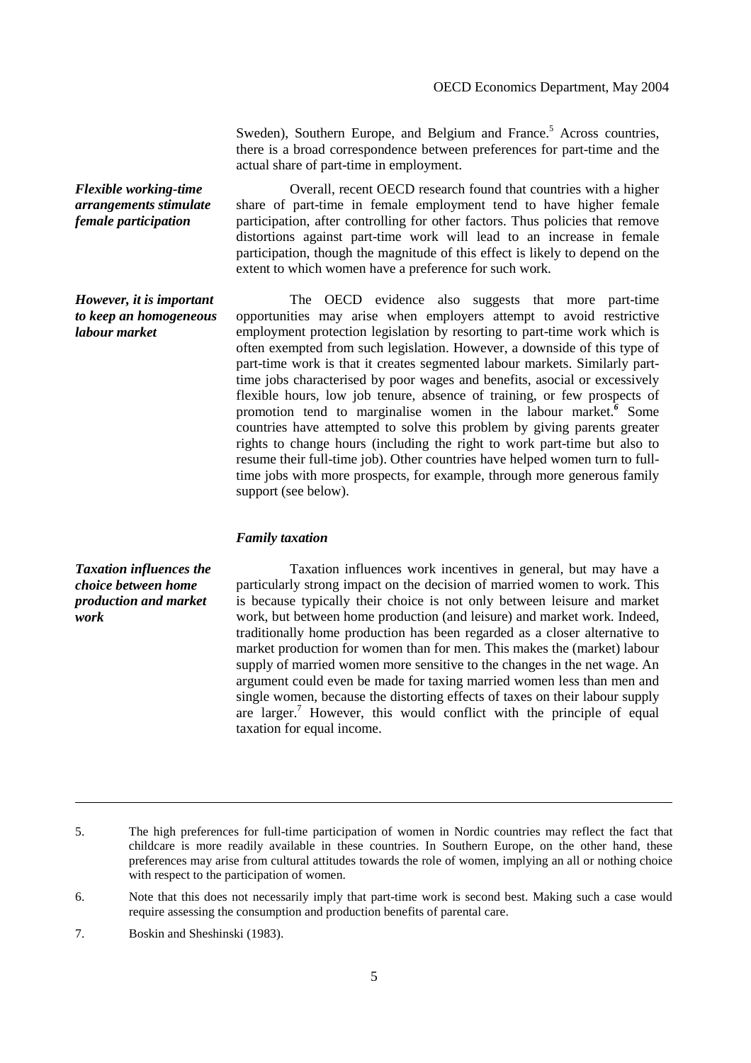Sweden), Southern Europe, and Belgium and France.[5] Across countries, there is a broad correspondence between preferences for part-time and the actual share of part-time in employment.

***Flexible working-time arrangements stimulate female participation***

Overall, recent OECD research found that countries with a higher share of part-time in female employment tend to have higher female participation, after controlling for other factors. Thus policies that remove distortions against part-time work will lead to an increase in female participation, though the magnitude of this effect is likely to depend on the extent to which women have a preference for such work.

***However, it is important to keep an homogeneous labour market***

The OECD evidence also suggests that more part-time opportunities may arise when employers attempt to avoid restrictive employment protection legislation by resorting to part-time work which is often exempted from such legislation. However, a downside of this type of part-time work is that it creates segmented labour markets. Similarly part-time jobs characterised by poor wages and benefits, asocial or excessively flexible hours, low job tenure, absence of training, or few prospects of promotion tend to marginalise women in the labour market.[6] Some countries have attempted to solve this problem by giving parents greater rights to change hours (including the right to work part-time but also to resume their full-time job). Other countries have helped women turn to full-time jobs with more prospects, for example, through more generous family support (see below).

### *Family taxation*

***Taxation influences the choice between home production and market work***

Taxation influences work incentives in general, but may have a particularly strong impact on the decision of married women to work. This is because typically their choice is not only between leisure and market work, but between home production (and leisure) and market work. Indeed, traditionally home production has been regarded as a closer alternative to market production for women than for men. This makes the (market) labour supply of married women more sensitive to the changes in the net wage. An argument could even be made for taxing married women less than men and single women, because the distorting effects of taxes on their labour supply are larger.[7] However, this would conflict with the principle of equal taxation for equal income.

---

5. The high preferences for full-time participation of women in Nordic countries may reflect the fact that childcare is more readily available in these countries. In Southern Europe, on the other hand, these preferences may arise from cultural attitudes towards the role of women, implying an all or nothing choice with respect to the participation of women.

6. Note that this does not necessarily imply that part-time work is second best. Making such a case would require assessing the consumption and production benefits of parental care.

7. Boskin and Sheshinski (1983).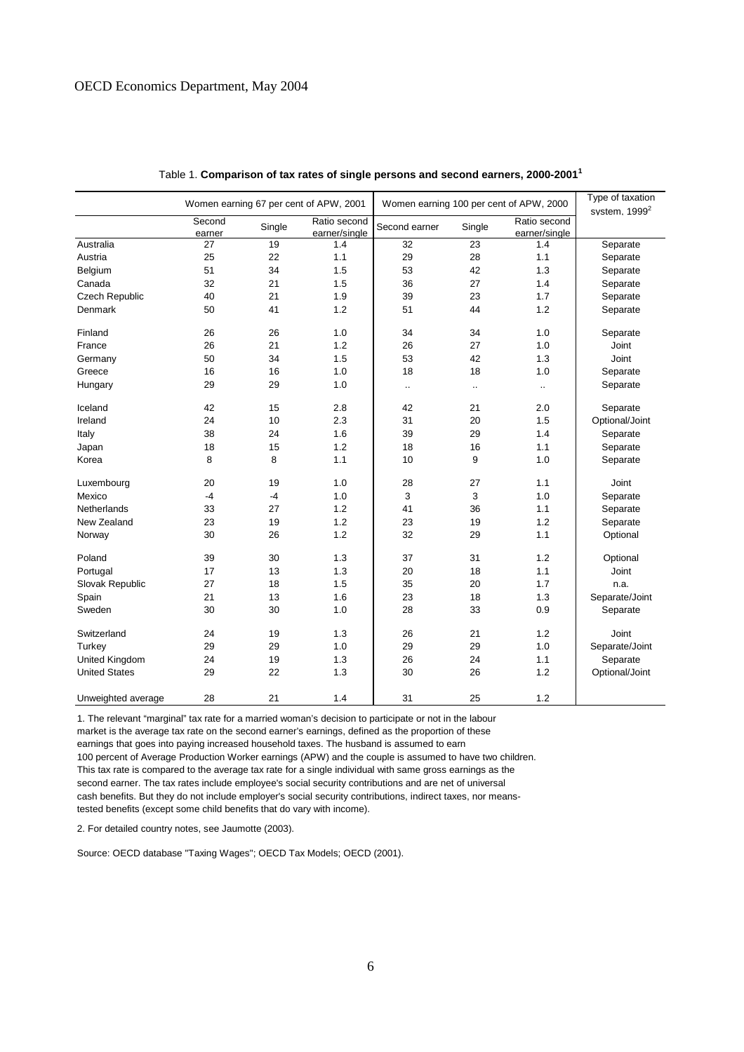Table 1. **Comparison of tax rates of single persons and second earners, 2000-2001**[1]

| | Women earning 67 per cent of APW, 2001 | | | Women earning 100 per cent of APW, 2000 | | | Type of taxation system, 1999[2] |
|---|---|---|---|---|---|---|---|
| | Second earner | Single | Ratio second earner/single | Second earner | Single | Ratio second earner/single | |
| Australia | 27 | 19 | 1.4 | 32 | 23 | 1.4 | Separate |
| Austria | 25 | 22 | 1.1 | 29 | 28 | 1.1 | Separate |
| Belgium | 51 | 34 | 1.5 | 53 | 42 | 1.3 | Separate |
| Canada | 32 | 21 | 1.5 | 36 | 27 | 1.4 | Separate |
| Czech Republic | 40 | 21 | 1.9 | 39 | 23 | 1.7 | Separate |
| Denmark | 50 | 41 | 1.2 | 51 | 44 | 1.2 | Separate |
| Finland | 26 | 26 | 1.0 | 34 | 34 | 1.0 | Separate |
| France | 26 | 21 | 1.2 | 26 | 27 | 1.0 | Joint |
| Germany | 50 | 34 | 1.5 | 53 | 42 | 1.3 | Joint |
| Greece | 16 | 16 | 1.0 | 18 | 18 | 1.0 | Separate |
| Hungary | 29 | 29 | 1.0 | .. | .. | .. | Separate |
| Iceland | 42 | 15 | 2.8 | 42 | 21 | 2.0 | Separate |
| Ireland | 24 | 10 | 2.3 | 31 | 20 | 1.5 | Optional/Joint |
| Italy | 38 | 24 | 1.6 | 39 | 29 | 1.4 | Separate |
| Japan | 18 | 15 | 1.2 | 18 | 16 | 1.1 | Separate |
| Korea | 8 | 8 | 1.1 | 10 | 9 | 1.0 | Separate |
| Luxembourg | 20 | 19 | 1.0 | 28 | 27 | 1.1 | Joint |
| Mexico | -4 | -4 | 1.0 | 3 | 3 | 1.0 | Separate |
| Netherlands | 33 | 27 | 1.2 | 41 | 36 | 1.1 | Separate |
| New Zealand | 23 | 19 | 1.2 | 23 | 19 | 1.2 | Separate |
| Norway | 30 | 26 | 1.2 | 32 | 29 | 1.1 | Optional |
| Poland | 39 | 30 | 1.3 | 37 | 31 | 1.2 | Optional |
| Portugal | 17 | 13 | 1.3 | 20 | 18 | 1.1 | Joint |
| Slovak Republic | 27 | 18 | 1.5 | 35 | 20 | 1.7 | n.a. |
| Spain | 21 | 13 | 1.6 | 23 | 18 | 1.3 | Separate/Joint |
| Sweden | 30 | 30 | 1.0 | 28 | 33 | 0.9 | Separate |
| Switzerland | 24 | 19 | 1.3 | 26 | 21 | 1.2 | Joint |
| Turkey | 29 | 29 | 1.0 | 29 | 29 | 1.0 | Separate/Joint |
| United Kingdom | 24 | 19 | 1.3 | 26 | 24 | 1.1 | Separate |
| United States | 29 | 22 | 1.3 | 30 | 26 | 1.2 | Optional/Joint |
| Unweighted average | 28 | 21 | 1.4 | 31 | 25 | 1.2 | |

1. The relevant "marginal" tax rate for a married woman's decision to participate or not in the labour market is the average tax rate on the second earner's earnings, defined as the proportion of these earnings that goes into paying increased household taxes. The husband is assumed to earn 100 percent of Average Production Worker earnings (APW) and the couple is assumed to have two children. This tax rate is compared to the average tax rate for a single individual with same gross earnings as the second earner. The tax rates include employee's social security contributions and are net of universal cash benefits. But they do not include employer's social security contributions, indirect taxes, nor means-tested benefits (except some child benefits that do vary with income).

2. For detailed country notes, see Jaumotte (2003).

Source: OECD database "Taxing Wages"; OECD Tax Models; OECD (2001).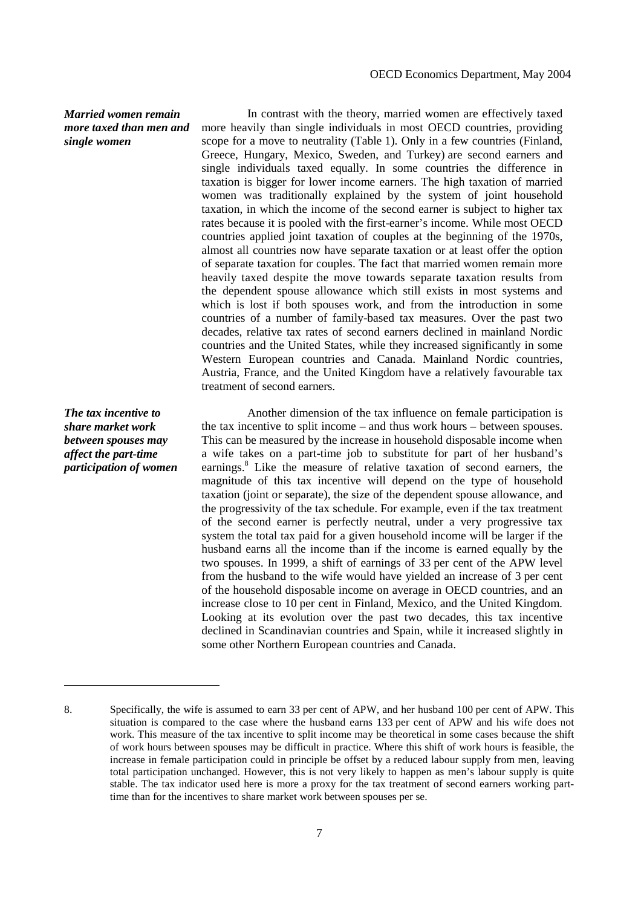***Married women remain more taxed than men and single women***

In contrast with the theory, married women are effectively taxed more heavily than single individuals in most OECD countries, providing scope for a move to neutrality (Table 1). Only in a few countries (Finland, Greece, Hungary, Mexico, Sweden, and Turkey) are second earners and single individuals taxed equally. In some countries the difference in taxation is bigger for lower income earners. The high taxation of married women was traditionally explained by the system of joint household taxation, in which the income of the second earner is subject to higher tax rates because it is pooled with the first-earner's income. While most OECD countries applied joint taxation of couples at the beginning of the 1970s, almost all countries now have separate taxation or at least offer the option of separate taxation for couples. The fact that married women remain more heavily taxed despite the move towards separate taxation results from the dependent spouse allowance which still exists in most systems and which is lost if both spouses work, and from the introduction in some countries of a number of family-based tax measures. Over the past two decades, relative tax rates of second earners declined in mainland Nordic countries and the United States, while they increased significantly in some Western European countries and Canada. Mainland Nordic countries, Austria, France, and the United Kingdom have a relatively favourable tax treatment of second earners.

***The tax incentive to share market work between spouses may affect the part-time participation of women***

Another dimension of the tax influence on female participation is the tax incentive to split income – and thus work hours – between spouses. This can be measured by the increase in household disposable income when a wife takes on a part-time job to substitute for part of her husband's earnings.[8] Like the measure of relative taxation of second earners, the magnitude of this tax incentive will depend on the type of household taxation (joint or separate), the size of the dependent spouse allowance, and the progressivity of the tax schedule. For example, even if the tax treatment of the second earner is perfectly neutral, under a very progressive tax system the total tax paid for a given household income will be larger if the husband earns all the income than if the income is earned equally by the two spouses. In 1999, a shift of earnings of 33 per cent of the APW level from the husband to the wife would have yielded an increase of 3 per cent of the household disposable income on average in OECD countries, and an increase close to 10 per cent in Finland, Mexico, and the United Kingdom. Looking at its evolution over the past two decades, this tax incentive declined in Scandinavian countries and Spain, while it increased slightly in some other Northern European countries and Canada.

---

8. Specifically, the wife is assumed to earn 33 per cent of APW, and her husband 100 per cent of APW. This situation is compared to the case where the husband earns 133 per cent of APW and his wife does not work. This measure of the tax incentive to split income may be theoretical in some cases because the shift of work hours between spouses may be difficult in practice. Where this shift of work hours is feasible, the increase in female participation could in principle be offset by a reduced labour supply from men, leaving total participation unchanged. However, this is not very likely to happen as men's labour supply is quite stable. The tax indicator used here is more a proxy for the tax treatment of second earners working part-time than for the incentives to share market work between spouses per se.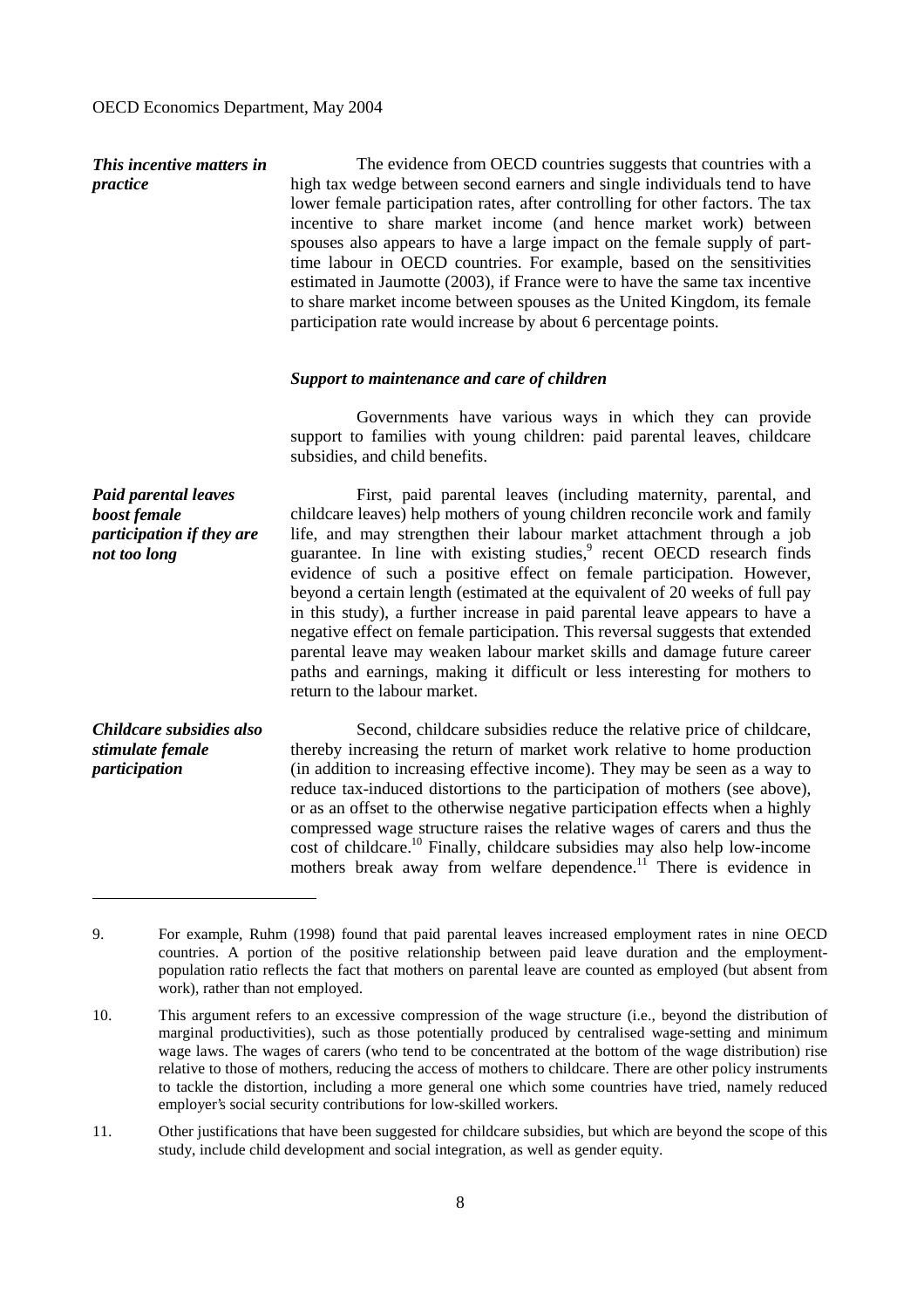***This incentive matters in practice***

The evidence from OECD countries suggests that countries with a high tax wedge between second earners and single individuals tend to have lower female participation rates, after controlling for other factors. The tax incentive to share market income (and hence market work) between spouses also appears to have a large impact on the female supply of part-time labour in OECD countries. For example, based on the sensitivities estimated in Jaumotte (2003), if France were to have the same tax incentive to share market income between spouses as the United Kingdom, its female participation rate would increase by about 6 percentage points.

***Support to maintenance and care of children***

Governments have various ways in which they can provide support to families with young children: paid parental leaves, childcare subsidies, and child benefits.

***Paid parental leaves boost female participation if they are not too long***

First, paid parental leaves (including maternity, parental, and childcare leaves) help mothers of young children reconcile work and family life, and may strengthen their labour market attachment through a job guarantee. In line with existing studies,[9] recent OECD research finds evidence of such a positive effect on female participation. However, beyond a certain length (estimated at the equivalent of 20 weeks of full pay in this study), a further increase in paid parental leave appears to have a negative effect on female participation. This reversal suggests that extended parental leave may weaken labour market skills and damage future career paths and earnings, making it difficult or less interesting for mothers to return to the labour market.

***Childcare subsidies also stimulate female participation***

Second, childcare subsidies reduce the relative price of childcare, thereby increasing the return of market work relative to home production (in addition to increasing effective income). They may be seen as a way to reduce tax-induced distortions to the participation of mothers (see above), or as an offset to the otherwise negative participation effects when a highly compressed wage structure raises the relative wages of carers and thus the cost of childcare.[10] Finally, childcare subsidies may also help low-income mothers break away from welfare dependence.[11] There is evidence in

---

9. For example, Ruhm (1998) found that paid parental leaves increased employment rates in nine OECD countries. A portion of the positive relationship between paid leave duration and the employment-population ratio reflects the fact that mothers on parental leave are counted as employed (but absent from work), rather than not employed.

10. This argument refers to an excessive compression of the wage structure (i.e., beyond the distribution of marginal productivities), such as those potentially produced by centralised wage-setting and minimum wage laws. The wages of carers (who tend to be concentrated at the bottom of the wage distribution) rise relative to those of mothers, reducing the access of mothers to childcare. There are other policy instruments to tackle the distortion, including a more general one which some countries have tried, namely reduced employer's social security contributions for low-skilled workers.

11. Other justifications that have been suggested for childcare subsidies, but which are beyond the scope of this study, include child development and social integration, as well as gender equity.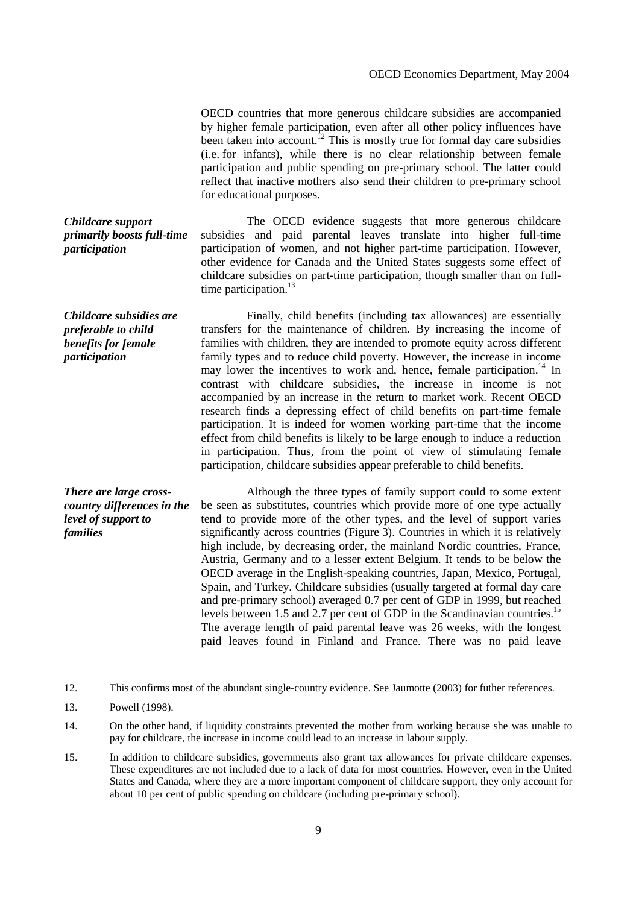OECD countries that more generous childcare subsidies are accompanied by higher female participation, even after all other policy influences have been taken into account.[12] This is mostly true for formal day care subsidies (i.e. for infants), while there is no clear relationship between female participation and public spending on pre-primary school. The latter could reflect that inactive mothers also send their children to pre-primary school for educational purposes.

***Childcare support primarily boosts full-time participation***

The OECD evidence suggests that more generous childcare subsidies and paid parental leaves translate into higher full-time participation of women, and not higher part-time participation. However, other evidence for Canada and the United States suggests some effect of childcare subsidies on part-time participation, though smaller than on full-time participation.[13]

***Childcare subsidies are preferable to child benefits for female participation***

Finally, child benefits (including tax allowances) are essentially transfers for the maintenance of children. By increasing the income of families with children, they are intended to promote equity across different family types and to reduce child poverty. However, the increase in income may lower the incentives to work and, hence, female participation.[14] In contrast with childcare subsidies, the increase in income is not accompanied by an increase in the return to market work. Recent OECD research finds a depressing effect of child benefits on part-time female participation. It is indeed for women working part-time that the income effect from child benefits is likely to be large enough to induce a reduction in participation. Thus, from the point of view of stimulating female participation, childcare subsidies appear preferable to child benefits.

***There are large cross-country differences in the level of support to families***

Although the three types of family support could to some extent be seen as substitutes, countries which provide more of one type actually tend to provide more of the other types, and the level of support varies significantly across countries (Figure 3). Countries in which it is relatively high include, by decreasing order, the mainland Nordic countries, France, Austria, Germany and to a lesser extent Belgium. It tends to be below the OECD average in the English-speaking countries, Japan, Mexico, Portugal, Spain, and Turkey. Childcare subsidies (usually targeted at formal day care and pre-primary school) averaged 0.7 per cent of GDP in 1999, but reached levels between 1.5 and 2.7 per cent of GDP in the Scandinavian countries.[15] The average length of paid parental leave was 26 weeks, with the longest paid leaves found in Finland and France. There was no paid leave

---

12. This confirms most of the abundant single-country evidence. See Jaumotte (2003) for futher references.

13. Powell (1998).

14. On the other hand, if liquidity constraints prevented the mother from working because she was unable to pay for childcare, the increase in income could lead to an increase in labour supply.

15. In addition to childcare subsidies, governments also grant tax allowances for private childcare expenses. These expenditures are not included due to a lack of data for most countries. However, even in the United States and Canada, where they are a more important component of childcare support, they only account for about 10 per cent of public spending on childcare (including pre-primary school).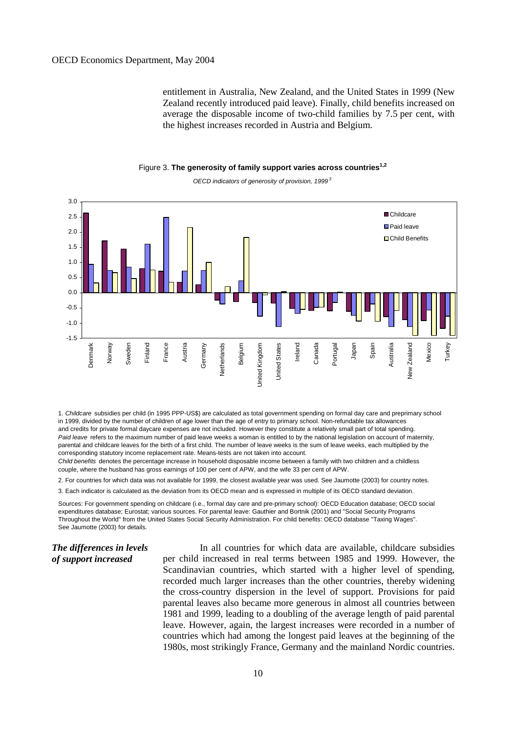entitlement in Australia, New Zealand, and the United States in 1999 (New Zealand recently introduced paid leave). Finally, child benefits increased on average the disposable income of two-child families by 7.5 per cent, with the highest increases recorded in Austria and Belgium.

Figure 3. **The generosity of family support varies across countries**[1,2]

*OECD indicators of generosity of provision, 1999*[3]

1. *Childcare* subsidies per child (in 1995 PPP-US$) are calculated as total government spending on formal day care and preprimary school in 1999, divided by the number of children of age lower than the age of entry to primary school. Non-refundable tax allowances and credits for private formal daycare expenses are not included. However they constitute a relatively small part of total spending.
*Paid leave* refers to the maximum number of paid leave weeks a woman is entitled to by the national legislation on account of maternity, parental and childcare leaves for the birth of a first child. The number of leave weeks is the sum of leave weeks, each multiplied by the corresponding statutory income replacement rate. Means-tests are not taken into account.
*Child benefits* denotes the percentage increase in household disposable income between a family with two children and a childless couple, where the husband has gross earnings of 100 per cent of APW, and the wife 33 per cent of APW.

2. For countries for which data was not available for 1999, the closest available year was used. See Jaumotte (2003) for country notes.

3. Each indicator is calculated as the deviation from its OECD mean and is expressed in multiple of its OECD standard deviation.

Sources: For government spending on childcare (i.e., formal day care and pre-primary school): OECD Education database; OECD social expenditures database; Eurostat; various sources. For parental leave: Gauthier and Bortnik (2001) and "Social Security Programs Throughout the World" from the United States Social Security Administration. For child benefits: OECD database "Taxing Wages". See Jaumotte (2003) for details.

***The differences in levels of support increased***

In all countries for which data are available, childcare subsidies per child increased in real terms between 1985 and 1999. However, the Scandinavian countries, which started with a higher level of spending, recorded much larger increases than the other countries, thereby widening the cross-country dispersion in the level of support. Provisions for paid parental leaves also became more generous in almost all countries between 1981 and 1999, leading to a doubling of the average length of paid parental leave. However, again, the largest increases were recorded in a number of countries which had among the longest paid leaves at the beginning of the 1980s, most strikingly France, Germany and the mainland Nordic countries.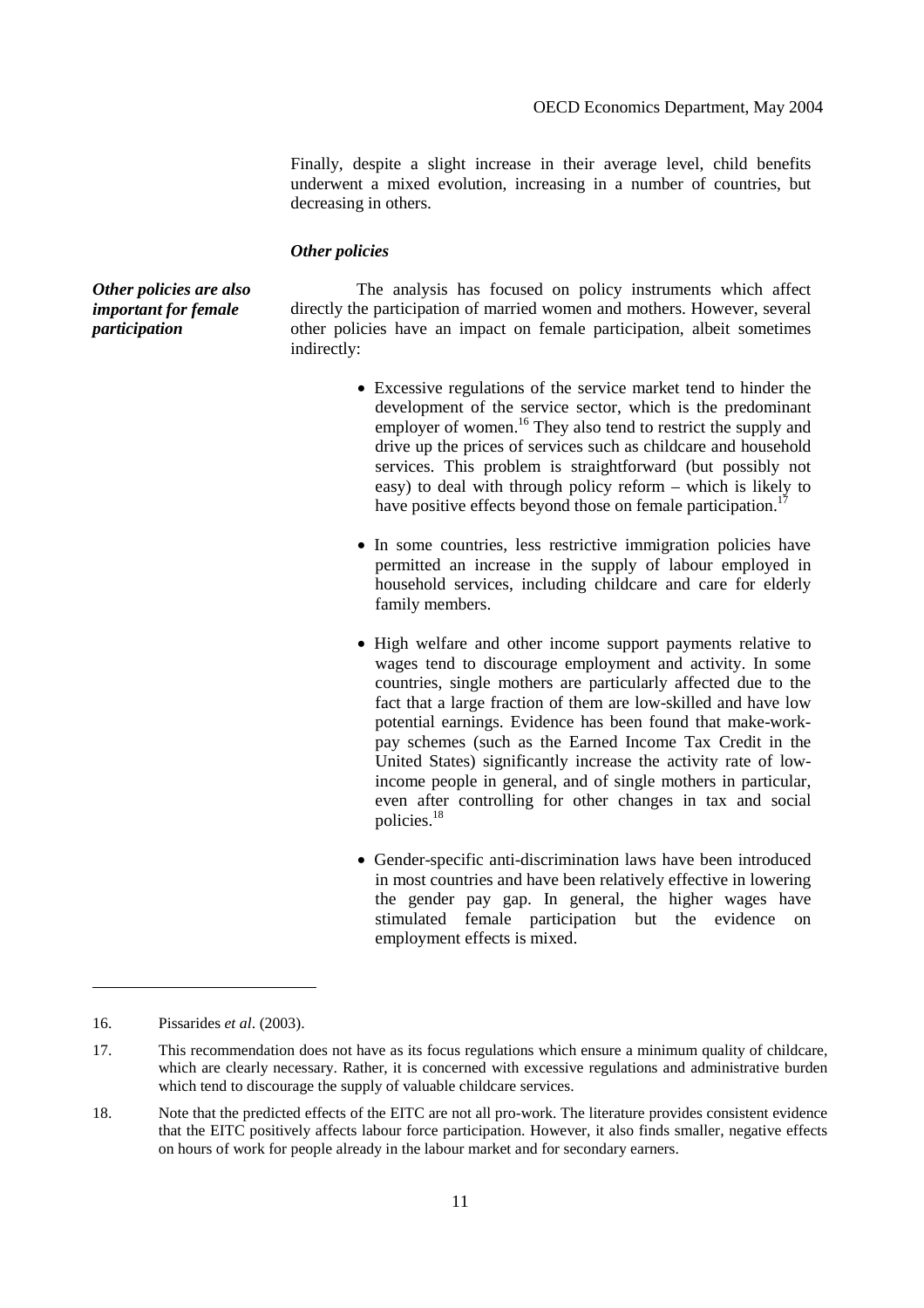Finally, despite a slight increase in their average level, child benefits underwent a mixed evolution, increasing in a number of countries, but decreasing in others.

### *Other policies*

***Other policies are also important for female participation***

The analysis has focused on policy instruments which affect directly the participation of married women and mothers. However, several other policies have an impact on female participation, albeit sometimes indirectly:

- Excessive regulations of the service market tend to hinder the development of the service sector, which is the predominant employer of women.[16] They also tend to restrict the supply and drive up the prices of services such as childcare and household services. This problem is straightforward (but possibly not easy) to deal with through policy reform – which is likely to have positive effects beyond those on female participation.[17]

- In some countries, less restrictive immigration policies have permitted an increase in the supply of labour employed in household services, including childcare and care for elderly family members.

- High welfare and other income support payments relative to wages tend to discourage employment and activity. In some countries, single mothers are particularly affected due to the fact that a large fraction of them are low-skilled and have low potential earnings. Evidence has been found that make-work-pay schemes (such as the Earned Income Tax Credit in the United States) significantly increase the activity rate of low-income people in general, and of single mothers in particular, even after controlling for other changes in tax and social policies.[18]

- Gender-specific anti-discrimination laws have been introduced in most countries and have been relatively effective in lowering the gender pay gap. In general, the higher wages have stimulated female participation but the evidence on employment effects is mixed.

---

16. Pissarides *et al*. (2003).

17. This recommendation does not have as its focus regulations which ensure a minimum quality of childcare, which are clearly necessary. Rather, it is concerned with excessive regulations and administrative burden which tend to discourage the supply of valuable childcare services.

18. Note that the predicted effects of the EITC are not all pro-work. The literature provides consistent evidence that the EITC positively affects labour force participation. However, it also finds smaller, negative effects on hours of work for people already in the labour market and for secondary earners.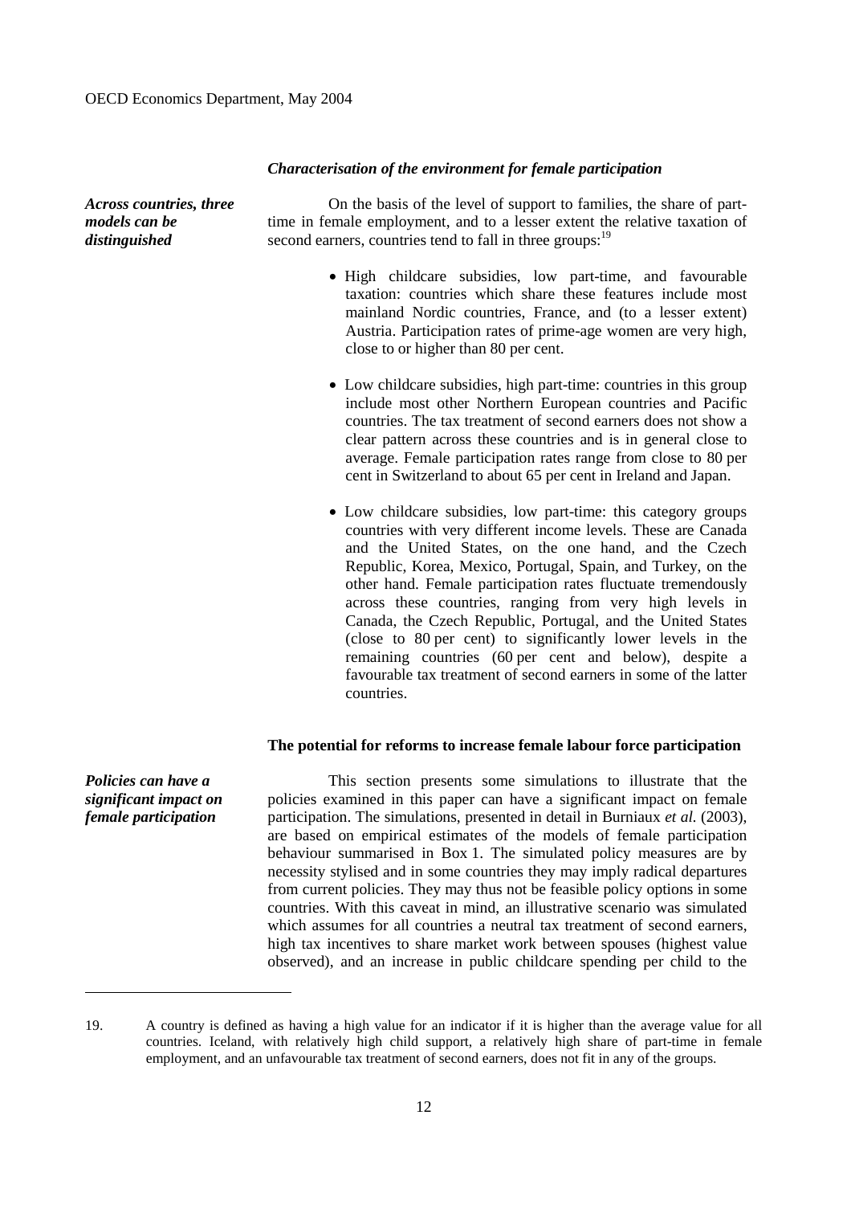### *Characterisation of the environment for female participation*

***Across countries, three models can be distinguished***

On the basis of the level of support to families, the share of part-time in female employment, and to a lesser extent the relative taxation of second earners, countries tend to fall in three groups:[19]

- High childcare subsidies, low part-time, and favourable taxation: countries which share these features include most mainland Nordic countries, France, and (to a lesser extent) Austria. Participation rates of prime-age women are very high, close to or higher than 80 per cent.
- Low childcare subsidies, high part-time: countries in this group include most other Northern European countries and Pacific countries. The tax treatment of second earners does not show a clear pattern across these countries and is in general close to average. Female participation rates range from close to 80 per cent in Switzerland to about 65 per cent in Ireland and Japan.
- Low childcare subsidies, low part-time: this category groups countries with very different income levels. These are Canada and the United States, on the one hand, and the Czech Republic, Korea, Mexico, Portugal, Spain, and Turkey, on the other hand. Female participation rates fluctuate tremendously across these countries, ranging from very high levels in Canada, the Czech Republic, Portugal, and the United States (close to 80 per cent) to significantly lower levels in the remaining countries (60 per cent and below), despite a favourable tax treatment of second earners in some of the latter countries.

### The potential for reforms to increase female labour force participation

***Policies can have a significant impact on female participation***

This section presents some simulations to illustrate that the policies examined in this paper can have a significant impact on female participation. The simulations, presented in detail in Burniaux *et al.* (2003), are based on empirical estimates of the models of female participation behaviour summarised in Box 1. The simulated policy measures are by necessity stylised and in some countries they may imply radical departures from current policies. They may thus not be feasible policy options in some countries. With this caveat in mind, an illustrative scenario was simulated which assumes for all countries a neutral tax treatment of second earners, high tax incentives to share market work between spouses (highest value observed), and an increase in public childcare spending per child to the

---

19. A country is defined as having a high value for an indicator if it is higher than the average value for all countries. Iceland, with relatively high child support, a relatively high share of part-time in female employment, and an unfavourable tax treatment of second earners, does not fit in any of the groups.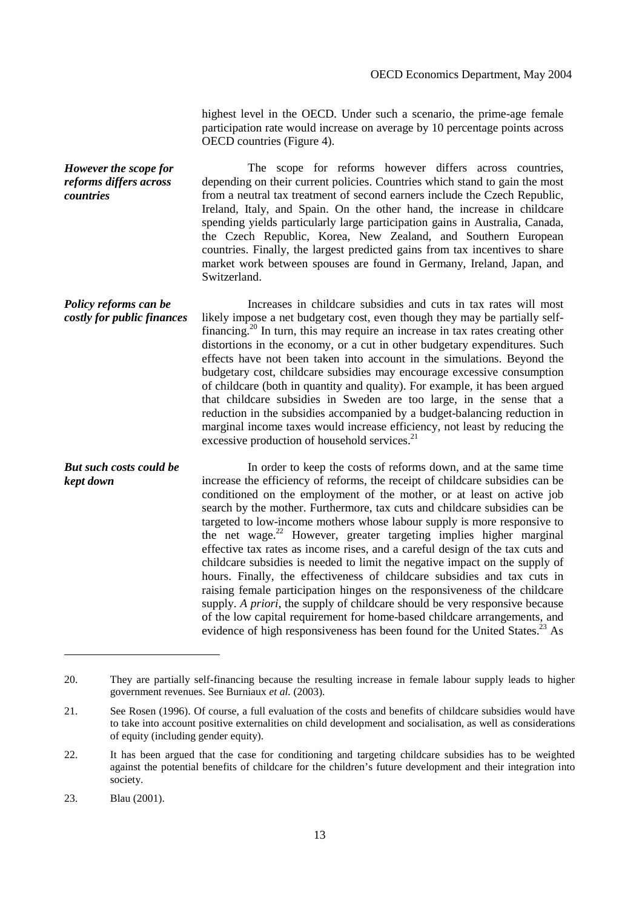highest level in the OECD. Under such a scenario, the prime-age female participation rate would increase on average by 10 percentage points across OECD countries (Figure 4).

***However the scope for reforms differs across countries***

The scope for reforms however differs across countries, depending on their current policies. Countries which stand to gain the most from a neutral tax treatment of second earners include the Czech Republic, Ireland, Italy, and Spain. On the other hand, the increase in childcare spending yields particularly large participation gains in Australia, Canada, the Czech Republic, Korea, New Zealand, and Southern European countries. Finally, the largest predicted gains from tax incentives to share market work between spouses are found in Germany, Ireland, Japan, and Switzerland.

***Policy reforms can be costly for public finances***

Increases in childcare subsidies and cuts in tax rates will most likely impose a net budgetary cost, even though they may be partially self-financing.[20] In turn, this may require an increase in tax rates creating other distortions in the economy, or a cut in other budgetary expenditures. Such effects have not been taken into account in the simulations. Beyond the budgetary cost, childcare subsidies may encourage excessive consumption of childcare (both in quantity and quality). For example, it has been argued that childcare subsidies in Sweden are too large, in the sense that a reduction in the subsidies accompanied by a budget-balancing reduction in marginal income taxes would increase efficiency, not least by reducing the excessive production of household services.[21]

***But such costs could be kept down***

In order to keep the costs of reforms down, and at the same time increase the efficiency of reforms, the receipt of childcare subsidies can be conditioned on the employment of the mother, or at least on active job search by the mother. Furthermore, tax cuts and childcare subsidies can be targeted to low-income mothers whose labour supply is more responsive to the net wage.[22] However, greater targeting implies higher marginal effective tax rates as income rises, and a careful design of the tax cuts and childcare subsidies is needed to limit the negative impact on the supply of hours. Finally, the effectiveness of childcare subsidies and tax cuts in raising female participation hinges on the responsiveness of the childcare supply. *A priori*, the supply of childcare should be very responsive because of the low capital requirement for home-based childcare arrangements, and evidence of high responsiveness has been found for the United States.[23] As

---

20. They are partially self-financing because the resulting increase in female labour supply leads to higher government revenues. See Burniaux *et al.* (2003).

21. See Rosen (1996). Of course, a full evaluation of the costs and benefits of childcare subsidies would have to take into account positive externalities on child development and socialisation, as well as considerations of equity (including gender equity).

22. It has been argued that the case for conditioning and targeting childcare subsidies has to be weighted against the potential benefits of childcare for the children's future development and their integration into society.

23. Blau (2001).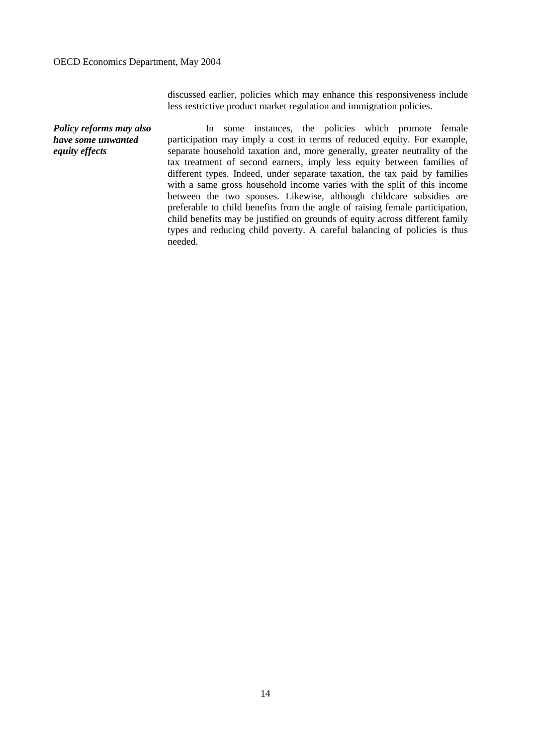discussed earlier, policies which may enhance this responsiveness include less restrictive product market regulation and immigration policies.

***Policy reforms may also have some unwanted equity effects***

In some instances, the policies which promote female participation may imply a cost in terms of reduced equity. For example, separate household taxation and, more generally, greater neutrality of the tax treatment of second earners, imply less equity between families of different types. Indeed, under separate taxation, the tax paid by families with a same gross household income varies with the split of this income between the two spouses. Likewise, although childcare subsidies are preferable to child benefits from the angle of raising female participation, child benefits may be justified on grounds of equity across different family types and reducing child poverty. A careful balancing of policies is thus needed.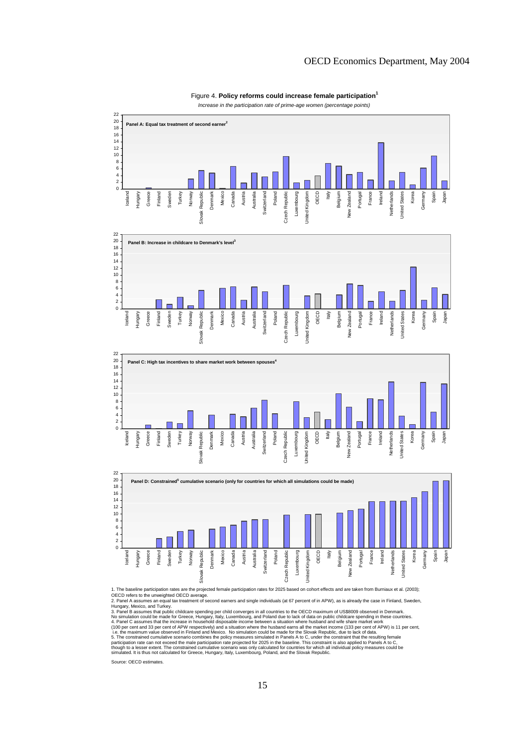Figure 4. **Policy reforms could increase female participation**[1]

*Increase in the participation rate of prime-age women (percentage points)*

**Panel A: Equal tax treatment of second earner**[2]

**Panel B: Increase in childcare to Denmark's level**[3]

**Panel C: High tax incentives to share market work between spouses**[4]

**Panel D: Constrained**[5] **cumulative scenario (only for countries for which all simulations could be made)**

1. The baseline participation rates are the projected female participation rates for 2025 based on cohort effects and are taken from Burniaux et al. (2003); OECD refers to the unweighted OECD average.
2. Panel A assumes an equal tax treatment of second earners and single individuals (at 67 percent of in APW), as is already the case in Finland, Sweden, Hungary, Mexico, and Turkey.
3. Panel B assumes that public childcare spending per child converges in all countries to the OECD maximum of US$8009 observed in Denmark. No simulation could be made for Greece, Hungary, Italy, Luxembourg, and Poland due to lack of data on public childcare spending in these countries.
4. Panel C assumes that the increase in household disposable income between a situation where husband and wife share market work (100 per cent and 33 per cent of APW respectively) and a situation where the husband earns all the market income (133 per cent of APW) is 11 per cent, i.e. the maximum value observed in Finland and Mexico. No simulation could be made for the Slovak Republic, due to lack of data.
5. The constrained cumulative scenario combines the policy measures simulated in Panels A to C, under the constraint that the resulting female participation rate can not exceed the male participation rate projected for 2025 in the baseline. This constraint is also applied to Panels A to C, though to a lesser extent. The constrained cumulative scenario was only calculated for countries for which all individual policy measures could be simulated. It is thus not calculated for Greece, Hungary, Italy, Luxembourg, Poland, and the Slovak Republic.

Source: OECD estimates.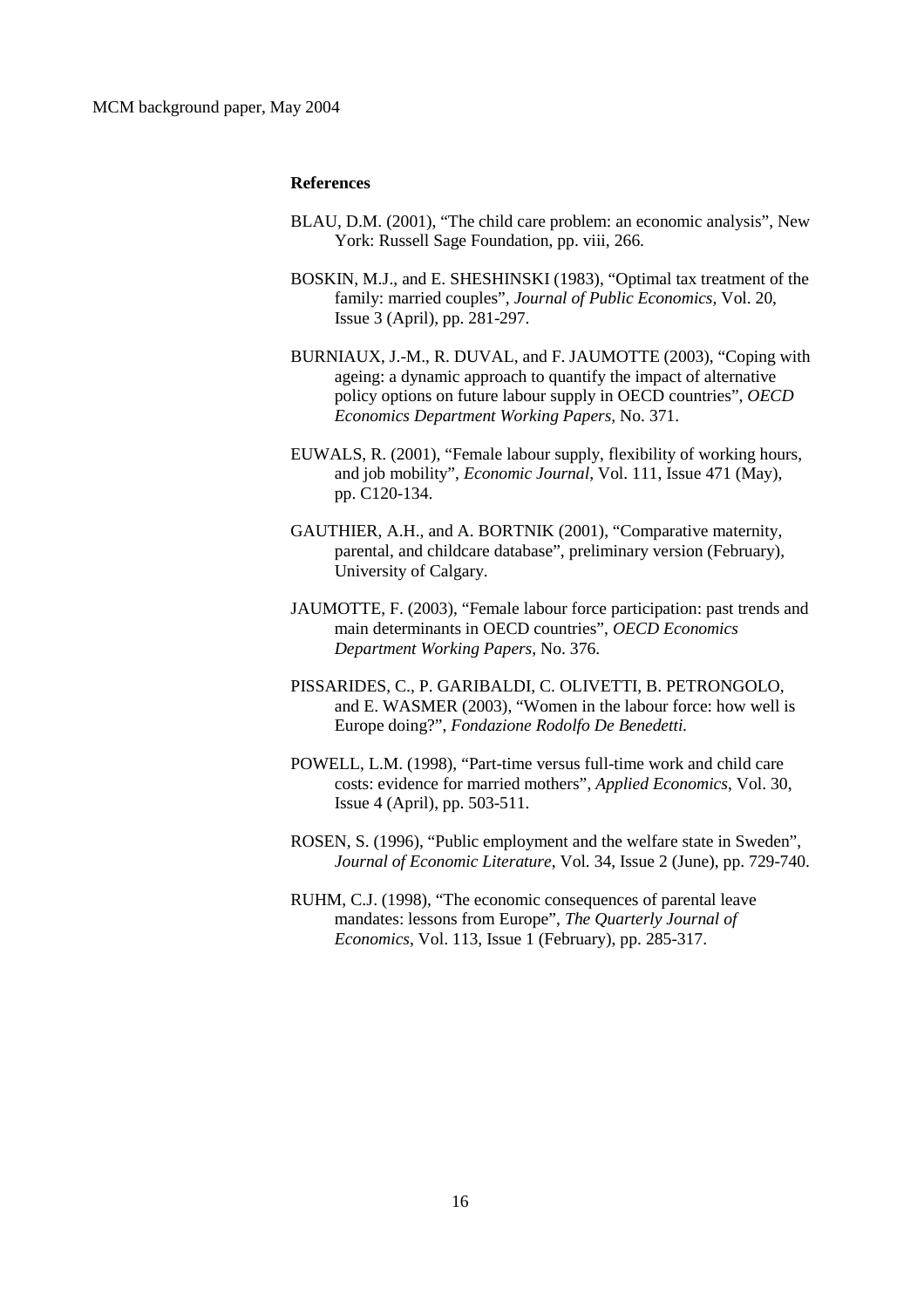**References**

BLAU, D.M. (2001), “The child care problem: an economic analysis”, New York: Russell Sage Foundation, pp. viii, 266.

BOSKIN, M.J., and E. SHESHINSKI (1983), “Optimal tax treatment of the family: married couples”, *Journal of Public Economics*, Vol. 20, Issue 3 (April), pp. 281-297.

BURNIAUX, J.-M., R. DUVAL, and F. JAUMOTTE (2003), “Coping with ageing: a dynamic approach to quantify the impact of alternative policy options on future labour supply in OECD countries”, *OECD Economics Department Working Papers*, No. 371.

EUWALS, R. (2001), “Female labour supply, flexibility of working hours, and job mobility”, *Economic Journal*, Vol. 111, Issue 471 (May), pp. C120-134.

GAUTHIER, A.H., and A. BORTNIK (2001), “Comparative maternity, parental, and childcare database”, preliminary version (February), University of Calgary.

JAUMOTTE, F. (2003), “Female labour force participation: past trends and main determinants in OECD countries”, *OECD Economics Department Working Papers*, No. 376.

PISSARIDES, C., P. GARIBALDI, C. OLIVETTI, B. PETRONGOLO, and E. WASMER (2003), “Women in the labour force: how well is Europe doing?”, *Fondazione Rodolfo De Benedetti.*

POWELL, L.M. (1998), “Part-time versus full-time work and child care costs: evidence for married mothers”, *Applied Economics*, Vol. 30, Issue 4 (April), pp. 503-511.

ROSEN, S. (1996), “Public employment and the welfare state in Sweden”, *Journal of Economic Literature*, Vol. 34, Issue 2 (June), pp. 729-740.

RUHM, C.J. (1998), “The economic consequences of parental leave mandates: lessons from Europe”, *The Quarterly Journal of Economics*, Vol. 113, Issue 1 (February), pp. 285-317.